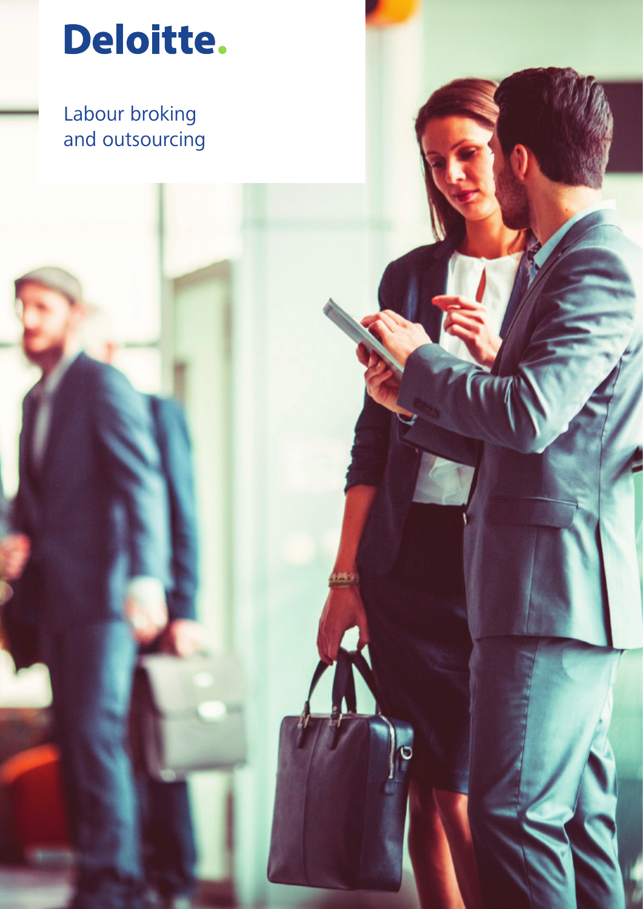Deloitte.

# Labour broking and outsourcing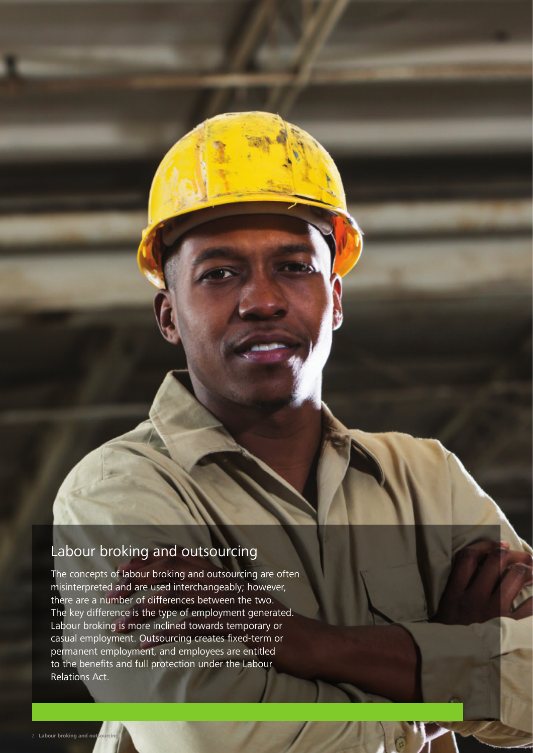## Labour broking and outsourcing

The concepts of labour broking and outsourcing are often misinterpreted and are used interchangeably; however, there are a number of differences between the two. The key difference is the type of employment generated. Labour broking is more inclined towards temporary or casual employment. Outsourcing creates fixed-term or permanent employment, and employees are entitled to the benefits and full protection under the Labour Relations Act.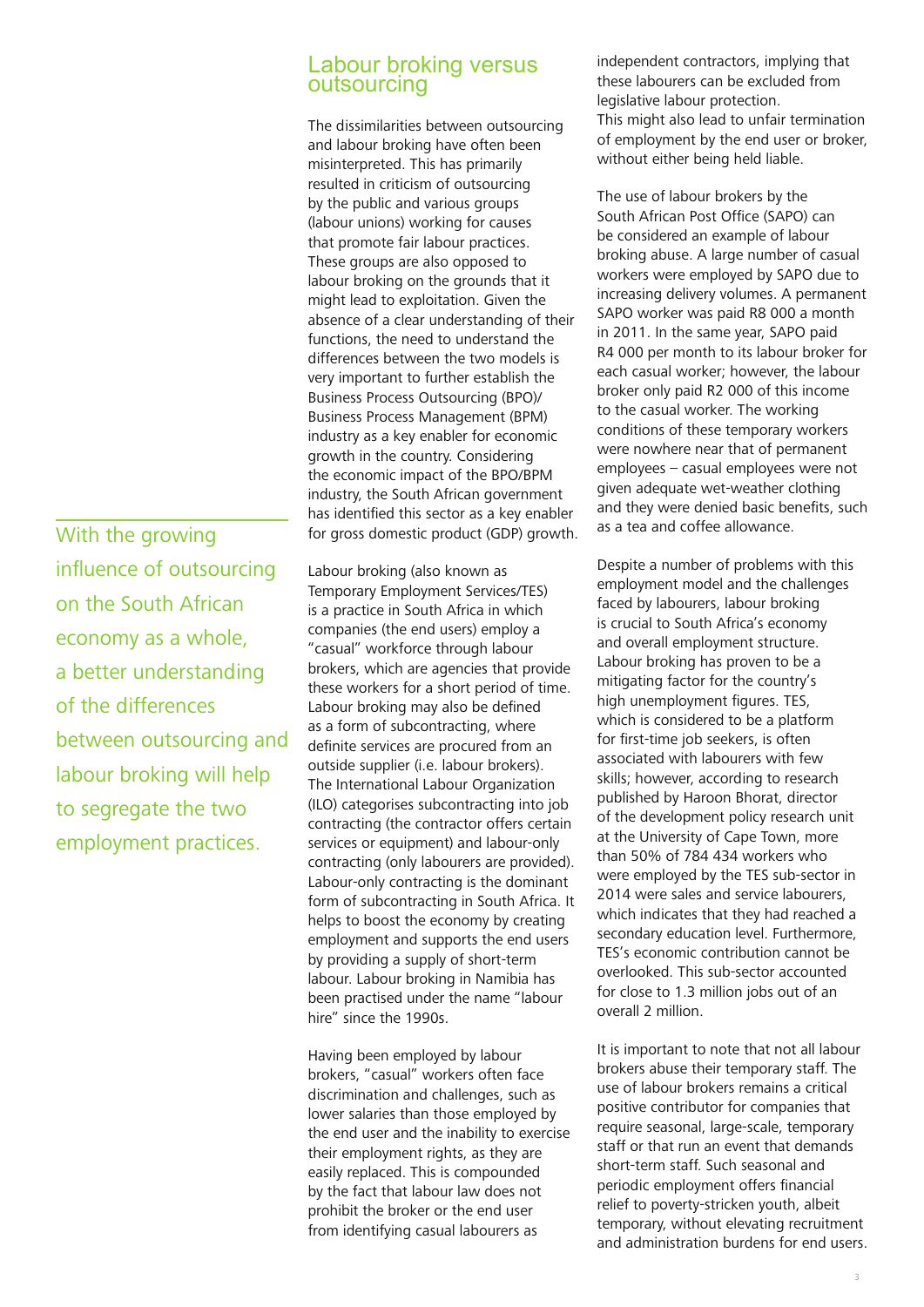## Labour broking versus outsourcing

> With the growing influence of outsourcing on the South African economy as a whole, a better understanding of the differences between outsourcing and labour broking will help to segregate the two employment practices.

The dissimilarities between outsourcing and labour broking have often been misinterpreted. This has primarily resulted in criticism of outsourcing by the public and various groups (labour unions) working for causes that promote fair labour practices. These groups are also opposed to labour broking on the grounds that it might lead to exploitation. Given the absence of a clear understanding of their functions, the need to understand the differences between the two models is very important to further establish the Business Process Outsourcing (BPO)/ Business Process Management (BPM) industry as a key enabler for economic growth in the country. Considering the economic impact of the BPO/BPM industry, the South African government has identified this sector as a key enabler for gross domestic product (GDP) growth.

Labour broking (also known as Temporary Employment Services/TES) is a practice in South Africa in which companies (the end users) employ a "casual" workforce through labour brokers, which are agencies that provide these workers for a short period of time. Labour broking may also be defined as a form of subcontracting, where definite services are procured from an outside supplier (i.e. labour brokers). The International Labour Organization (ILO) categorises subcontracting into job contracting (the contractor offers certain services or equipment) and labour-only contracting (only labourers are provided). Labour-only contracting is the dominant form of subcontracting in South Africa. It helps to boost the economy by creating employment and supports the end users by providing a supply of short-term labour. Labour broking in Namibia has been practised under the name "labour hire" since the 1990s.

Having been employed by labour brokers, "casual" workers often face discrimination and challenges, such as lower salaries than those employed by the end user and the inability to exercise their employment rights, as they are easily replaced. This is compounded by the fact that labour law does not prohibit the broker or the end user from identifying casual labourers as independent contractors, implying that these labourers can be excluded from legislative labour protection. This might also lead to unfair termination of employment by the end user or broker, without either being held liable.

The use of labour brokers by the South African Post Office (SAPO) can be considered an example of labour broking abuse. A large number of casual workers were employed by SAPO due to increasing delivery volumes. A permanent SAPO worker was paid R8 000 a month in 2011. In the same year, SAPO paid R4 000 per month to its labour broker for each casual worker; however, the labour broker only paid R2 000 of this income to the casual worker. The working conditions of these temporary workers were nowhere near that of permanent employees – casual employees were not given adequate wet-weather clothing and they were denied basic benefits, such as a tea and coffee allowance.

Despite a number of problems with this employment model and the challenges faced by labourers, labour broking is crucial to South Africa's economy and overall employment structure. Labour broking has proven to be a mitigating factor for the country's high unemployment figures. TES, which is considered to be a platform for first-time job seekers, is often associated with labourers with few skills; however, according to research published by Haroon Bhorat, director of the development policy research unit at the University of Cape Town, more than 50% of 784 434 workers who were employed by the TES sub-sector in 2014 were sales and service labourers, which indicates that they had reached a secondary education level. Furthermore, TES's economic contribution cannot be overlooked. This sub-sector accounted for close to 1.3 million jobs out of an overall 2 million.

It is important to note that not all labour brokers abuse their temporary staff. The use of labour brokers remains a critical positive contributor for companies that require seasonal, large-scale, temporary staff or that run an event that demands short-term staff. Such seasonal and periodic employment offers financial relief to poverty-stricken youth, albeit temporary, without elevating recruitment and administration burdens for end users.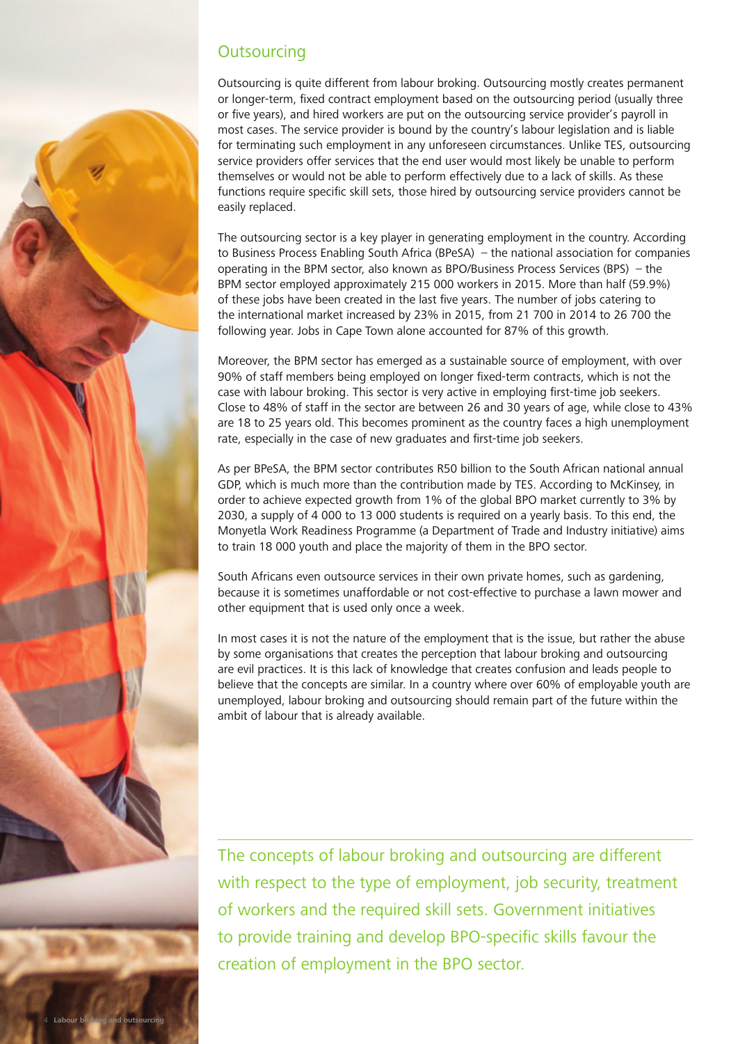## Outsourcing

Outsourcing is quite different from labour broking. Outsourcing mostly creates permanent or longer-term, fixed contract employment based on the outsourcing period (usually three or five years), and hired workers are put on the outsourcing service provider's payroll in most cases. The service provider is bound by the country's labour legislation and is liable for terminating such employment in any unforeseen circumstances. Unlike TES, outsourcing service providers offer services that the end user would most likely be unable to perform themselves or would not be able to perform effectively due to a lack of skills. As these functions require specific skill sets, those hired by outsourcing service providers cannot be easily replaced.

The outsourcing sector is a key player in generating employment in the country. According to Business Process Enabling South Africa (BPeSA) – the national association for companies operating in the BPM sector, also known as BPO/Business Process Services (BPS) – the BPM sector employed approximately 215 000 workers in 2015. More than half (59.9%) of these jobs have been created in the last five years. The number of jobs catering to the international market increased by 23% in 2015, from 21 700 in 2014 to 26 700 the following year. Jobs in Cape Town alone accounted for 87% of this growth.

Moreover, the BPM sector has emerged as a sustainable source of employment, with over 90% of staff members being employed on longer fixed-term contracts, which is not the case with labour broking. This sector is very active in employing first-time job seekers. Close to 48% of staff in the sector are between 26 and 30 years of age, while close to 43% are 18 to 25 years old. This becomes prominent as the country faces a high unemployment rate, especially in the case of new graduates and first-time job seekers.

As per BPeSA, the BPM sector contributes R50 billion to the South African national annual GDP, which is much more than the contribution made by TES. According to McKinsey, in order to achieve expected growth from 1% of the global BPO market currently to 3% by 2030, a supply of 4 000 to 13 000 students is required on a yearly basis. To this end, the Monyetla Work Readiness Programme (a Department of Trade and Industry initiative) aims to train 18 000 youth and place the majority of them in the BPO sector.

South Africans even outsource services in their own private homes, such as gardening, because it is sometimes unaffordable or not cost-effective to purchase a lawn mower and other equipment that is used only once a week.

In most cases it is not the nature of the employment that is the issue, but rather the abuse by some organisations that creates the perception that labour broking and outsourcing are evil practices. It is this lack of knowledge that creates confusion and leads people to believe that the concepts are similar. In a country where over 60% of employable youth are unemployed, labour broking and outsourcing should remain part of the future within the ambit of labour that is already available.

The concepts of labour broking and outsourcing are different with respect to the type of employment, job security, treatment of workers and the required skill sets. Government initiatives to provide training and develop BPO-specific skills favour the creation of employment in the BPO sector.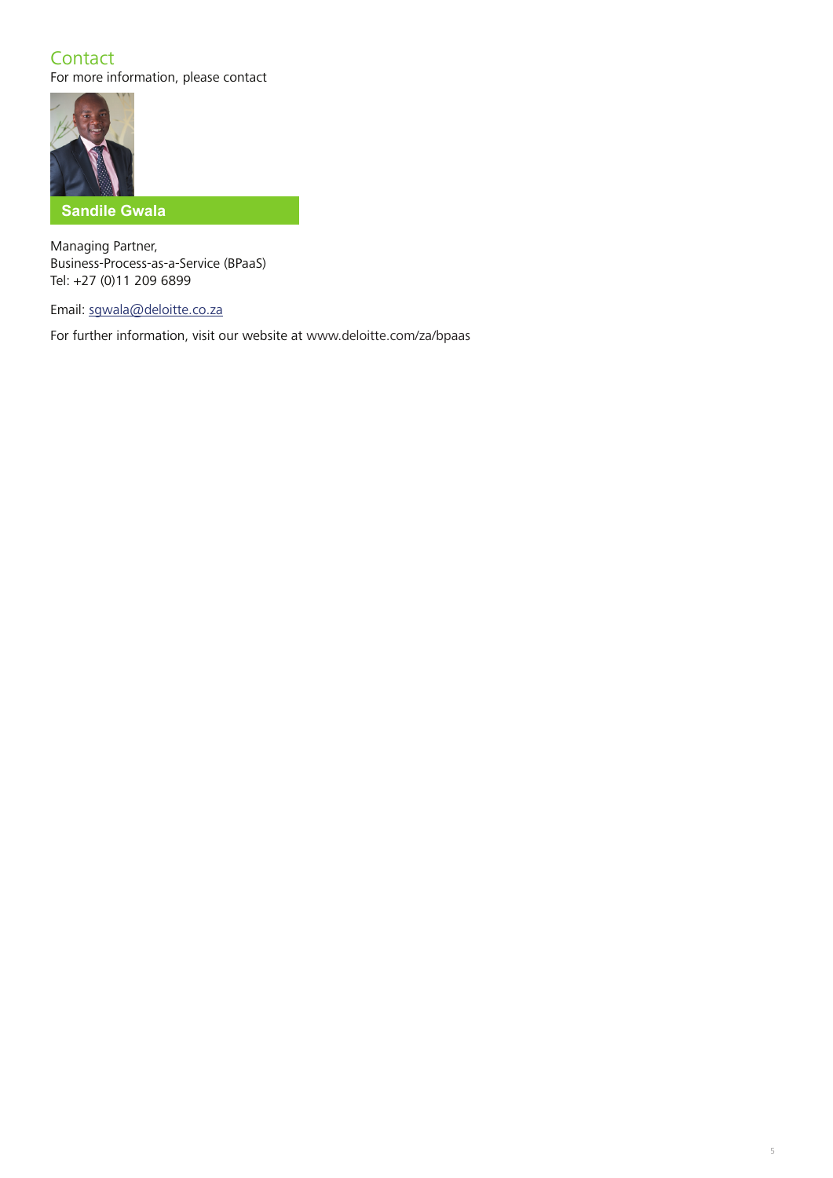## Contact

For more information, please contact

**Sandile Gwala**

Managing Partner,
Business-Process-as-a-Service (BPaaS)
Tel: +27 (0)11 209 6899

Email: sgwala@deloitte.co.za

For further information, visit our website at www.deloitte.com/za/bpaas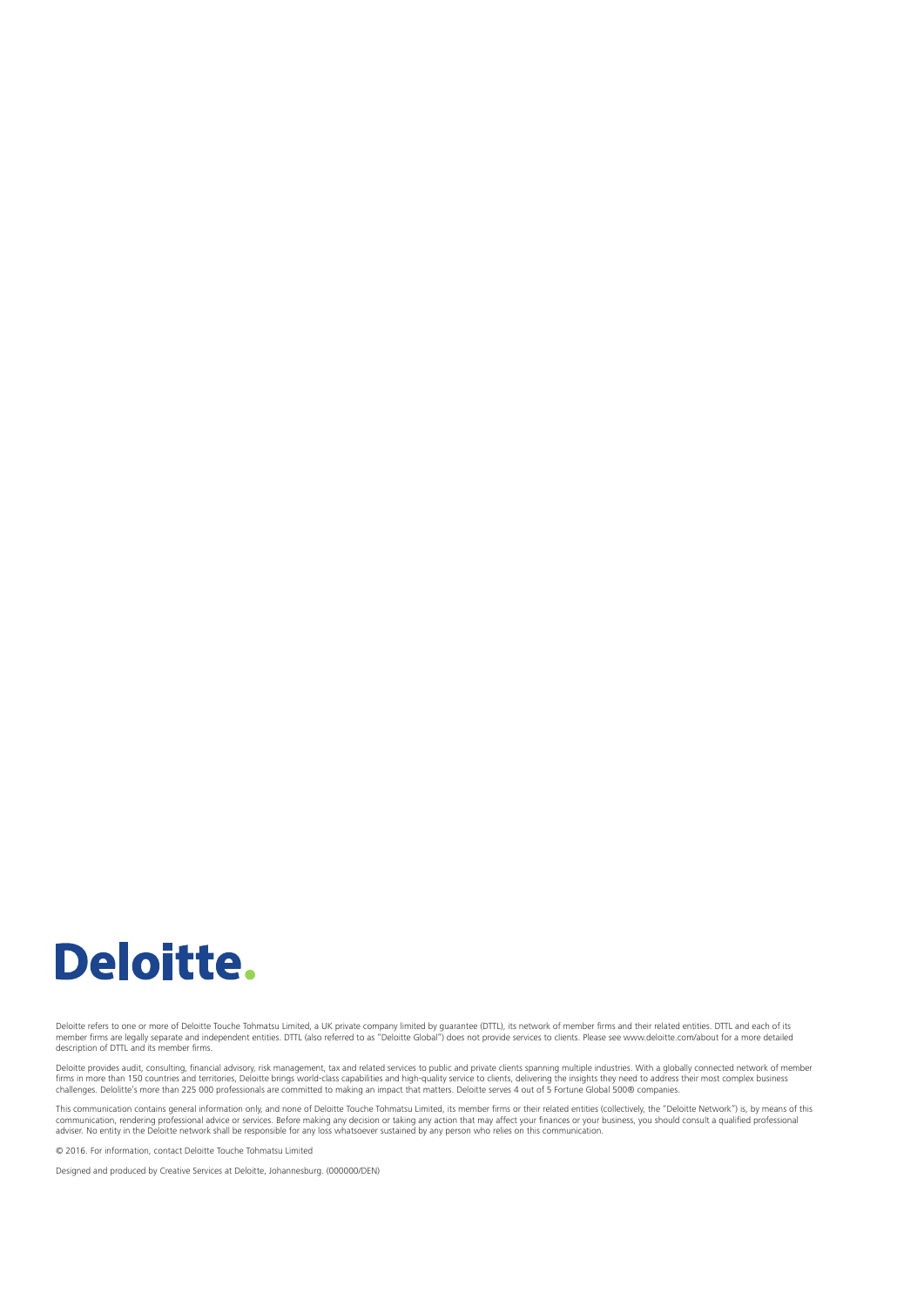# Deloitte.

Deloitte refers to one or more of Deloitte Touche Tohmatsu Limited, a UK private company limited by guarantee (DTTL), its network of member firms and their related entities. DTTL and each of its member firms are legally separate and independent entities. DTTL (also referred to as "Deloitte Global") does not provide services to clients. Please see www.deloitte.com/about for a more detailed description of DTTL and its member firms.

Deloitte provides audit, consulting, financial advisory, risk management, tax and related services to public and private clients spanning multiple industries. With a globally connected network of member firms in more than 150 countries and territories, Deloitte brings world-class capabilities and high-quality service to clients, delivering the insights they need to address their most complex business challenges. Delolitte's more than 225 000 professionals are committed to making an impact that matters. Deloitte serves 4 out of 5 Fortune Global 500® companies.

This communication contains general information only, and none of Deloitte Touche Tohmatsu Limited, its member firms or their related entities (collectively, the "Deloitte Network") is, by means of this communication, rendering professional advice or services. Before making any decision or taking any action that may affect your finances or your business, you should consult a qualified professional adviser. No entity in the Deloitte network shall be responsible for any loss whatsoever sustained by any person who relies on this communication.

© 2016. For information, contact Deloitte Touche Tohmatsu Limited

Designed and produced by Creative Services at Deloitte, Johannesburg. (000000/DEN)